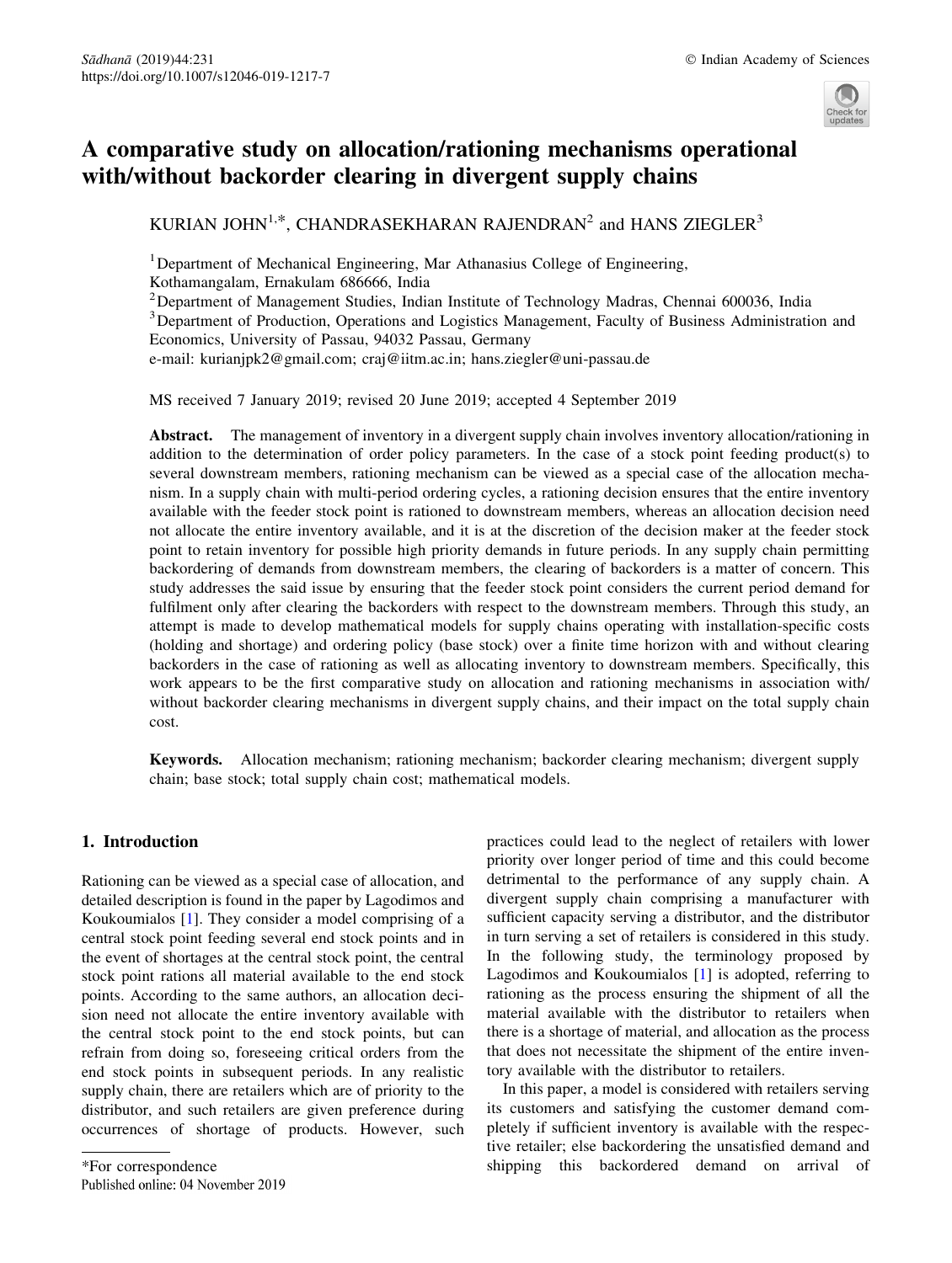# A comparative study on allocation/rationing mechanisms operational with/without backorder clearing in divergent supply chains

KURIAN JOHN[1,*], CHANDRASEKHARAN RAJENDRAN[2] and HANS ZIEGLER[3]

[1]Department of Mechanical Engineering, Mar Athanasius College of Engineering, Kothamangalam, Ernakulam 686666, India
[2]Department of Management Studies, Indian Institute of Technology Madras, Chennai 600036, India
[3]Department of Production, Operations and Logistics Management, Faculty of Business Administration and Economics, University of Passau, 94032 Passau, Germany
e-mail: kurianjpk2@gmail.com; craj@iitm.ac.in; hans.ziegler@uni-passau.de

MS received 7 January 2019; revised 20 June 2019; accepted 4 September 2019

**Abstract.** The management of inventory in a divergent supply chain involves inventory allocation/rationing in addition to the determination of order policy parameters. In the case of a stock point feeding product(s) to several downstream members, rationing mechanism can be viewed as a special case of the allocation mechanism. In a supply chain with multi-period ordering cycles, a rationing decision ensures that the entire inventory available with the feeder stock point is rationed to downstream members, whereas an allocation decision need not allocate the entire inventory available, and it is at the discretion of the decision maker at the feeder stock point to retain inventory for possible high priority demands in future periods. In any supply chain permitting backordering of demands from downstream members, the clearing of backorders is a matter of concern. This study addresses the said issue by ensuring that the feeder stock point considers the current period demand for fulfilment only after clearing the backorders with respect to the downstream members. Through this study, an attempt is made to develop mathematical models for supply chains operating with installation-specific costs (holding and shortage) and ordering policy (base stock) over a finite time horizon with and without clearing backorders in the case of rationing as well as allocating inventory to downstream members. Specifically, this work appears to be the first comparative study on allocation and rationing mechanisms in association with/without backorder clearing mechanisms in divergent supply chains, and their impact on the total supply chain cost.

**Keywords.** Allocation mechanism; rationing mechanism; backorder clearing mechanism; divergent supply chain; base stock; total supply chain cost; mathematical models.

## 1. Introduction

Rationing can be viewed as a special case of allocation, and detailed description is found in the paper by Lagodimos and Koukoumialos [1]. They consider a model comprising of a central stock point feeding several end stock points and in the event of shortages at the central stock point, the central stock point rations all material available to the end stock points. According to the same authors, an allocation decision need not allocate the entire inventory available with the central stock point to the end stock points, but can refrain from doing so, foreseeing critical orders from the end stock points in subsequent periods. In any realistic supply chain, there are retailers which are of priority to the distributor, and such retailers are given preference during occurrences of shortage of products. However, such practices could lead to the neglect of retailers with lower priority over longer period of time and this could become detrimental to the performance of any supply chain. A divergent supply chain comprising a manufacturer with sufficient capacity serving a distributor, and the distributor in turn serving a set of retailers is considered in this study. In the following study, the terminology proposed by Lagodimos and Koukoumialos [1] is adopted, referring to rationing as the process ensuring the shipment of all the material available with the distributor to retailers when there is a shortage of material, and allocation as the process that does not necessitate the shipment of the entire inventory available with the distributor to retailers.

In this paper, a model is considered with retailers serving its customers and satisfying the customer demand completely if sufficient inventory is available with the respective retailer; else backordering the unsatisfied demand and shipping this backordered demand on arrival of

*For correspondence

Published online: 04 November 2019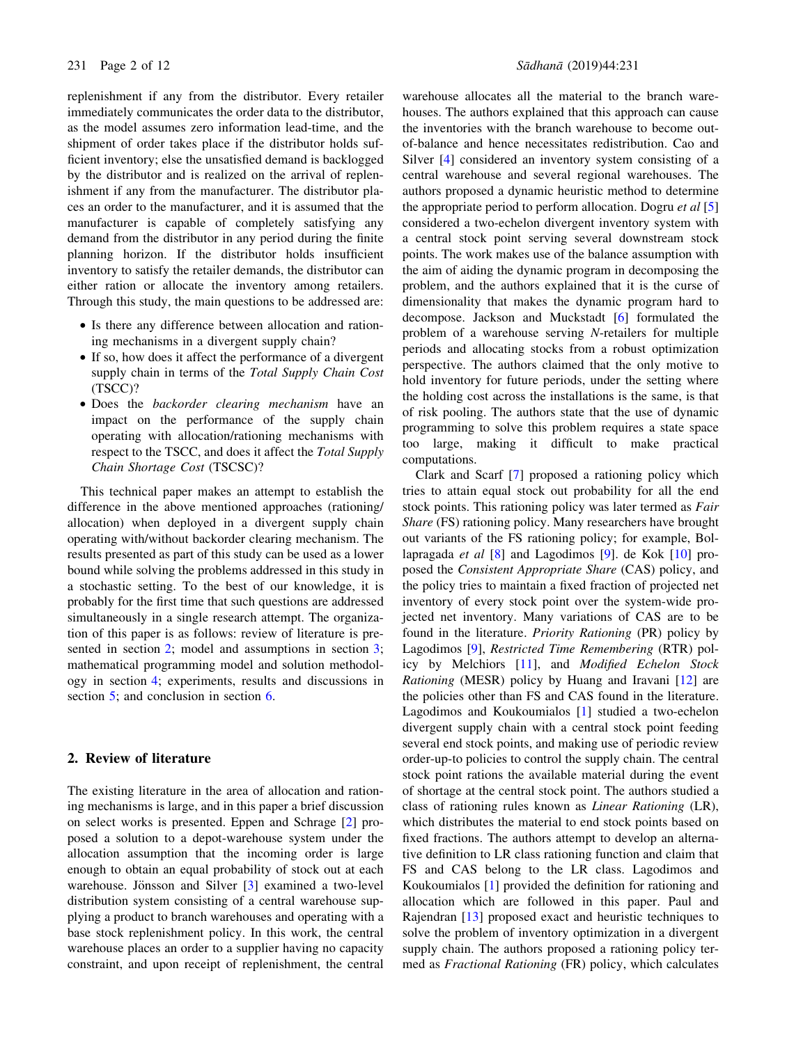replenishment if any from the distributor. Every retailer immediately communicates the order data to the distributor, as the model assumes zero information lead-time, and the shipment of order takes place if the distributor holds sufficient inventory; else the unsatisfied demand is backlogged by the distributor and is realized on the arrival of replenishment if any from the manufacturer. The distributor places an order to the manufacturer, and it is assumed that the manufacturer is capable of completely satisfying any demand from the distributor in any period during the finite planning horizon. If the distributor holds insufficient inventory to satisfy the retailer demands, the distributor can either ration or allocate the inventory among retailers. Through this study, the main questions to be addressed are:

- Is there any difference between allocation and rationing mechanisms in a divergent supply chain?
- If so, how does it affect the performance of a divergent supply chain in terms of the *Total Supply Chain Cost* (TSCC)?
- Does the *backorder clearing mechanism* have an impact on the performance of the supply chain operating with allocation/rationing mechanisms with respect to the TSCC, and does it affect the *Total Supply Chain Shortage Cost* (TSCSC)?

This technical paper makes an attempt to establish the difference in the above mentioned approaches (rationing/allocation) when deployed in a divergent supply chain operating with/without backorder clearing mechanism. The results presented as part of this study can be used as a lower bound while solving the problems addressed in this study in a stochastic setting. To the best of our knowledge, it is probably for the first time that such questions are addressed simultaneously in a single research attempt. The organization of this paper is as follows: review of literature is presented in section 2; model and assumptions in section 3; mathematical programming model and solution methodology in section 4; experiments, results and discussions in section 5; and conclusion in section 6.

## 2. Review of literature

The existing literature in the area of allocation and rationing mechanisms is large, and in this paper a brief discussion on select works is presented. Eppen and Schrage [2] proposed a solution to a depot-warehouse system under the allocation assumption that the incoming order is large enough to obtain an equal probability of stock out at each warehouse. Jönsson and Silver [3] examined a two-level distribution system consisting of a central warehouse supplying a product to branch warehouses and operating with a base stock replenishment policy. In this work, the central warehouse places an order to a supplier having no capacity constraint, and upon receipt of replenishment, the central warehouse allocates all the material to the branch warehouses. The authors explained that this approach can cause the inventories with the branch warehouse to become out-of-balance and hence necessitates redistribution. Cao and Silver [4] considered an inventory system consisting of a central warehouse and several regional warehouses. The authors proposed a dynamic heuristic method to determine the appropriate period to perform allocation. Dogru *et al* [5] considered a two-echelon divergent inventory system with a central stock point serving several downstream stock points. The work makes use of the balance assumption with the aim of aiding the dynamic program in decomposing the problem, and the authors explained that it is the curse of dimensionality that makes the dynamic program hard to decompose. Jackson and Muckstadt [6] formulated the problem of a warehouse serving *N*-retailers for multiple periods and allocating stocks from a robust optimization perspective. The authors claimed that the only motive to hold inventory for future periods, under the setting where the holding cost across the installations is the same, is that of risk pooling. The authors state that the use of dynamic programming to solve this problem requires a state space too large, making it difficult to make practical computations.

Clark and Scarf [7] proposed a rationing policy which tries to attain equal stock out probability for all the end stock points. This rationing policy was later termed as *Fair Share* (FS) rationing policy. Many researchers have brought out variants of the FS rationing policy; for example, Bollapragada *et al* [8] and Lagodimos [9]. de Kok [10] proposed the *Consistent Appropriate Share* (CAS) policy, and the policy tries to maintain a fixed fraction of projected net inventory of every stock point over the system-wide projected net inventory. Many variations of CAS are to be found in the literature. *Priority Rationing* (PR) policy by Lagodimos [9], *Restricted Time Remembering* (RTR) policy by Melchiors [11], and *Modified Echelon Stock Rationing* (MESR) policy by Huang and Iravani [12] are the policies other than FS and CAS found in the literature. Lagodimos and Koukoumialos [1] studied a two-echelon divergent supply chain with a central stock point feeding several end stock points, and making use of periodic review order-up-to policies to control the supply chain. The central stock point rations the available material during the event of shortage at the central stock point. The authors studied a class of rationing rules known as *Linear Rationing* (LR), which distributes the material to end stock points based on fixed fractions. The authors attempt to develop an alternative definition to LR class rationing function and claim that FS and CAS belong to the LR class. Lagodimos and Koukoumialos [1] provided the definition for rationing and allocation which are followed in this paper. Paul and Rajendran [13] proposed exact and heuristic techniques to solve the problem of inventory optimization in a divergent supply chain. The authors proposed a rationing policy termed as *Fractional Rationing* (FR) policy, which calculates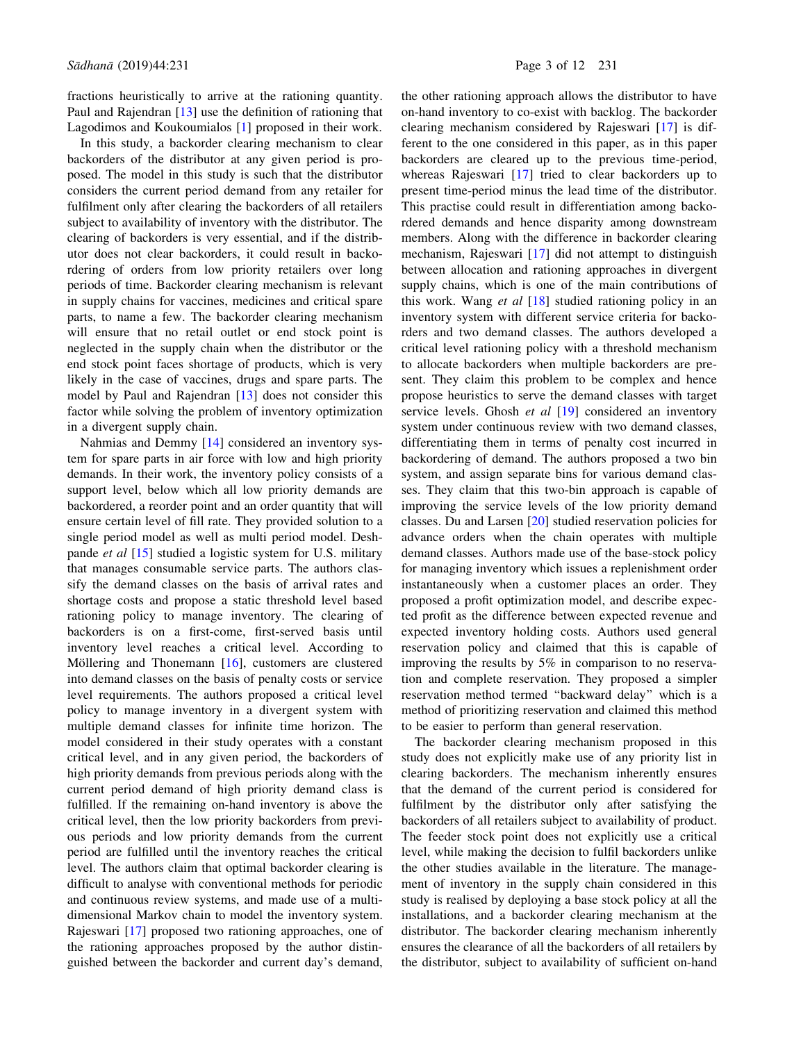fractions heuristically to arrive at the rationing quantity. Paul and Rajendran [13] use the definition of rationing that Lagodimos and Koukoumialos [1] proposed in their work.

In this study, a backorder clearing mechanism to clear backorders of the distributor at any given period is proposed. The model in this study is such that the distributor considers the current period demand from any retailer for fulfilment only after clearing the backorders of all retailers subject to availability of inventory with the distributor. The clearing of backorders is very essential, and if the distributor does not clear backorders, it could result in backordering of orders from low priority retailers over long periods of time. Backorder clearing mechanism is relevant in supply chains for vaccines, medicines and critical spare parts, to name a few. The backorder clearing mechanism will ensure that no retail outlet or end stock point is neglected in the supply chain when the distributor or the end stock point faces shortage of products, which is very likely in the case of vaccines, drugs and spare parts. The model by Paul and Rajendran [13] does not consider this factor while solving the problem of inventory optimization in a divergent supply chain.

Nahmias and Demmy [14] considered an inventory system for spare parts in air force with low and high priority demands. In their work, the inventory policy consists of a support level, below which all low priority demands are backordered, a reorder point and an order quantity that will ensure certain level of fill rate. They provided solution to a single period model as well as multi period model. Deshpande *et al* [15] studied a logistic system for U.S. military that manages consumable service parts. The authors classify the demand classes on the basis of arrival rates and shortage costs and propose a static threshold level based rationing policy to manage inventory. The clearing of backorders is on a first-come, first-served basis until inventory level reaches a critical level. According to Möllering and Thonemann [16], customers are clustered into demand classes on the basis of penalty costs or service level requirements. The authors proposed a critical level policy to manage inventory in a divergent system with multiple demand classes for infinite time horizon. The model considered in their study operates with a constant critical level, and in any given period, the backorders of high priority demands from previous periods along with the current period demand of high priority demand class is fulfilled. If the remaining on-hand inventory is above the critical level, then the low priority backorders from previous periods and low priority demands from the current period are fulfilled until the inventory reaches the critical level. The authors claim that optimal backorder clearing is difficult to analyse with conventional methods for periodic and continuous review systems, and made use of a multi-dimensional Markov chain to model the inventory system. Rajeswari [17] proposed two rationing approaches, one of the rationing approaches proposed by the author distinguished between the backorder and current day's demand, the other rationing approach allows the distributor to have on-hand inventory to co-exist with backlog. The backorder clearing mechanism considered by Rajeswari [17] is different to the one considered in this paper, as in this paper backorders are cleared up to the previous time-period, whereas Rajeswari [17] tried to clear backorders up to present time-period minus the lead time of the distributor. This practise could result in differentiation among backordered demands and hence disparity among downstream members. Along with the difference in backorder clearing mechanism, Rajeswari [17] did not attempt to distinguish between allocation and rationing approaches in divergent supply chains, which is one of the main contributions of this work. Wang *et al* [18] studied rationing policy in an inventory system with different service criteria for backorders and two demand classes. The authors developed a critical level rationing policy with a threshold mechanism to allocate backorders when multiple backorders are present. They claim this problem to be complex and hence propose heuristics to serve the demand classes with target service levels. Ghosh *et al* [19] considered an inventory system under continuous review with two demand classes, differentiating them in terms of penalty cost incurred in backordering of demand. The authors proposed a two bin system, and assign separate bins for various demand classes. They claim that this two-bin approach is capable of improving the service levels of the low priority demand classes. Du and Larsen [20] studied reservation policies for advance orders when the chain operates with multiple demand classes. Authors made use of the base-stock policy for managing inventory which issues a replenishment order instantaneously when a customer places an order. They proposed a profit optimization model, and describe expected profit as the difference between expected revenue and expected inventory holding costs. Authors used general reservation policy and claimed that this is capable of improving the results by 5% in comparison to no reservation and complete reservation. They proposed a simpler reservation method termed "backward delay" which is a method of prioritizing reservation and claimed this method to be easier to perform than general reservation.

The backorder clearing mechanism proposed in this study does not explicitly make use of any priority list in clearing backorders. The mechanism inherently ensures that the demand of the current period is considered for fulfilment by the distributor only after satisfying the backorders of all retailers subject to availability of product. The feeder stock point does not explicitly use a critical level, while making the decision to fulfil backorders unlike the other studies available in the literature. The management of inventory in the supply chain considered in this study is realised by deploying a base stock policy at all the installations, and a backorder clearing mechanism at the distributor. The backorder clearing mechanism inherently ensures the clearance of all the backorders of all retailers by the distributor, subject to availability of sufficient on-hand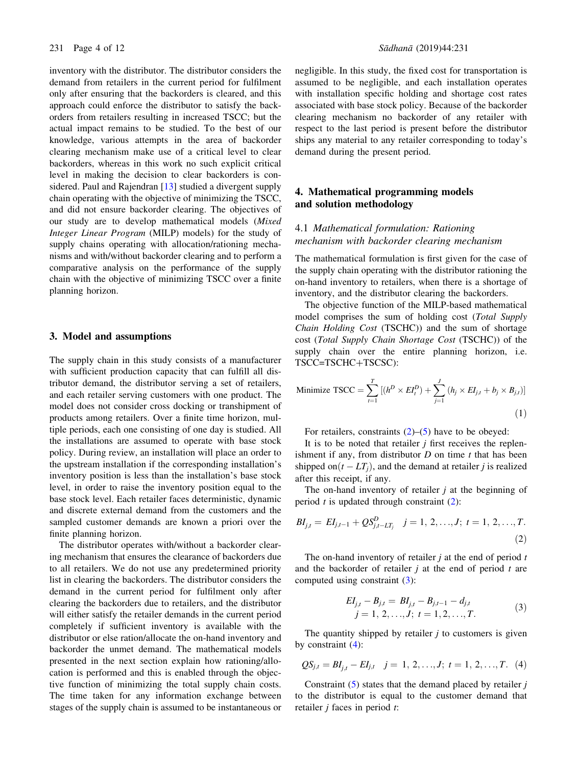inventory with the distributor. The distributor considers the demand from retailers in the current period for fulfilment only after ensuring that the backorders is cleared, and this approach could enforce the distributor to satisfy the backorders from retailers resulting in increased TSCC; but the actual impact remains to be studied. To the best of our knowledge, various attempts in the area of backorder clearing mechanism make use of a critical level to clear backorders, whereas in this work no such explicit critical level in making the decision to clear backorders is considered. Paul and Rajendran [13] studied a divergent supply chain operating with the objective of minimizing the TSCC, and did not ensure backorder clearing. The objectives of our study are to develop mathematical models (*Mixed Integer Linear Program* (MILP) models) for the study of supply chains operating with allocation/rationing mechanisms and with/without backorder clearing and to perform a comparative analysis on the performance of the supply chain with the objective of minimizing TSCC over a finite planning horizon.

## 3. Model and assumptions

The supply chain in this study consists of a manufacturer with sufficient production capacity that can fulfill all distributor demand, the distributor serving a set of retailers, and each retailer serving customers with one product. The model does not consider cross docking or transhipment of products among retailers. Over a finite time horizon, multiple periods, each one consisting of one day is studied. All the installations are assumed to operate with base stock policy. During review, an installation will place an order to the upstream installation if the corresponding installation's inventory position is less than the installation's base stock level, in order to raise the inventory position equal to the base stock level. Each retailer faces deterministic, dynamic and discrete external demand from the customers and the sampled customer demands are known a priori over the finite planning horizon.

The distributor operates with/without a backorder clearing mechanism that ensures the clearance of backorders due to all retailers. We do not use any predetermined priority list in clearing the backorders. The distributor considers the demand in the current period for fulfilment only after clearing the backorders due to retailers, and the distributor will either satisfy the retailer demands in the current period completely if sufficient inventory is available with the distributor or else ration/allocate the on-hand inventory and backorder the unmet demand. The mathematical models presented in the next section explain how rationing/allocation is performed and this is enabled through the objective function of minimizing the total supply chain costs. The time taken for any information exchange between stages of the supply chain is assumed to be instantaneous or negligible. In this study, the fixed cost for transportation is assumed to be negligible, and each installation operates with installation specific holding and shortage cost rates associated with base stock policy. Because of the backorder clearing mechanism no backorder of any retailer with respect to the last period is present before the distributor ships any material to any retailer corresponding to today's demand during the present period.

## 4. Mathematical programming models and solution methodology

### 4.1 *Mathematical formulation: Rationing mechanism with backorder clearing mechanism*

The mathematical formulation is first given for the case of the supply chain operating with the distributor rationing the on-hand inventory to retailers, when there is a shortage of inventory, and the distributor clearing the backorders.

The objective function of the MILP-based mathematical model comprises the sum of holding cost (*Total Supply Chain Holding Cost* (TSCHC)) and the sum of shortage cost (*Total Supply Chain Shortage Cost* (TSCHC)) of the supply chain over the entire planning horizon, i.e. TSCC=TSCHC+TSCSC):

$$\text{Minimize TSCC} = \sum_{t=1}^{T} [(h^D \times EI_t^D) + \sum_{j=1}^{J} (h_j \times EI_{j,t} + b_j \times B_{j,t})] \tag{1}$$

For retailers, constraints (2)–(5) have to be obeyed:

It is to be noted that retailer $j$ first receives the replenishment if any, from distributor $D$ on time $t$ that has been shipped on$(t - LT_j)$, and the demand at retailer $j$ is realized after this receipt, if any.

The on-hand inventory of retailer $j$ at the beginning of period $t$ is updated through constraint (2):

$$BI_{j,t} = EI_{j,t-1} + QS_{j,t-LT_j}^{D} \quad j = 1, 2, \ldots, J; \; t = 1, 2, \ldots, T. \tag{2}$$

The on-hand inventory of retailer $j$ at the end of period $t$ and the backorder of retailer $j$ at the end of period $t$ are computed using constraint (3):

$$EI_{j,t} - B_{j,t} = BI_{j,t} - B_{j,t-1} - d_{j,t} \quad j = 1, 2, \ldots, J; \; t = 1, 2, \ldots, T. \tag{3}$$

The quantity shipped by retailer $j$ to customers is given by constraint (4):

$$QS_{j,t} = BI_{j,t} - EI_{j,t} \quad j = 1, 2, \ldots, J; \; t = 1, 2, \ldots, T. \tag{4}$$

Constraint (5) states that the demand placed by retailer $j$ to the distributor is equal to the customer demand that retailer $j$ faces in period $t$: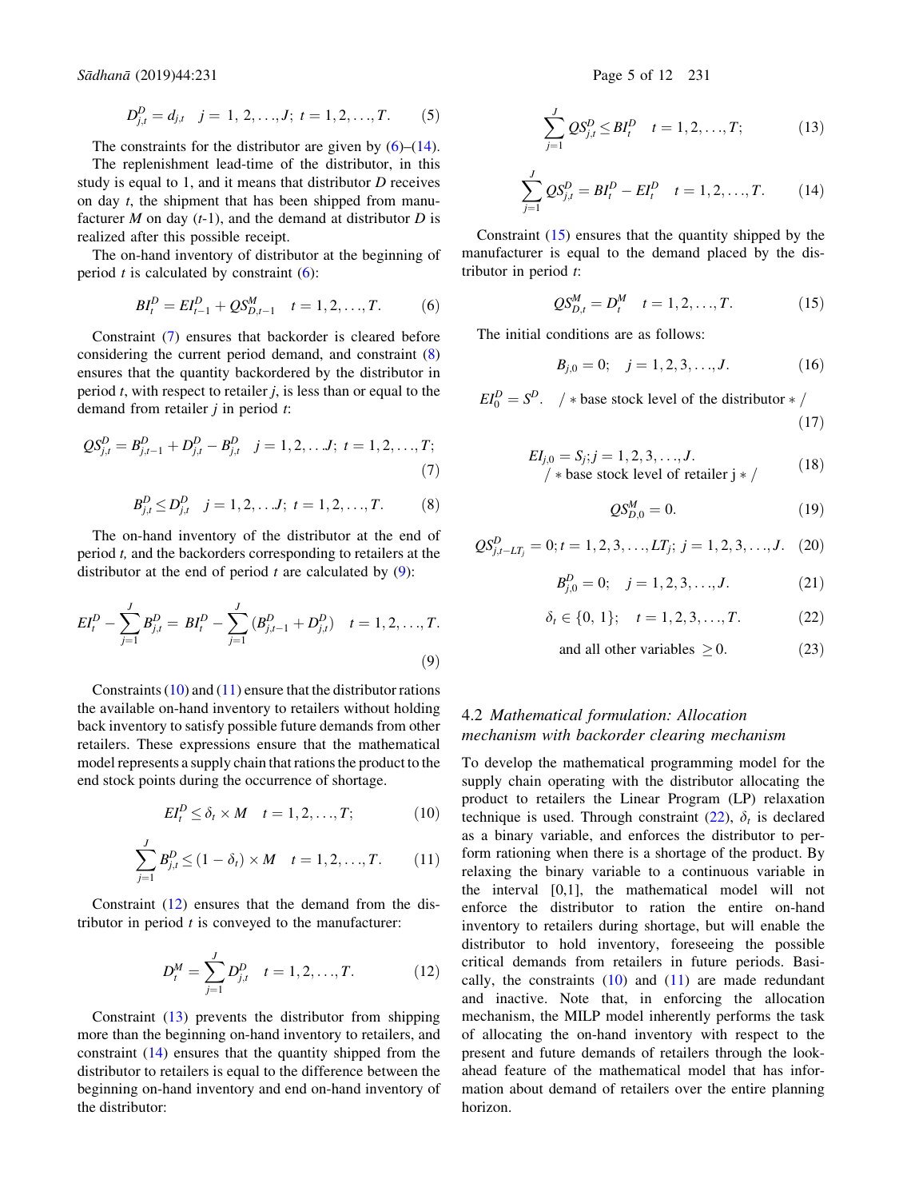$$D^D_{j,t} = d_{j,t} \quad j = 1, 2, \ldots, J; \; t = 1, 2, \ldots, T. \tag{5}$$

The constraints for the distributor are given by (6)–(14). The replenishment lead-time of the distributor, in this study is equal to 1, and it means that distributor $D$ receives on day $t$, the shipment that has been shipped from manufacturer $M$ on day ($t$-1), and the demand at distributor $D$ is realized after this possible receipt.

The on-hand inventory of distributor at the beginning of period $t$ is calculated by constraint (6):

$$BI^D_t = EI^D_{t-1} + QS^M_{D,t-1} \quad t = 1, 2, \ldots, T. \tag{6}$$

Constraint (7) ensures that backorder is cleared before considering the current period demand, and constraint (8) ensures that the quantity backordered by the distributor in period $t$, with respect to retailer $j$, is less than or equal to the demand from retailer $j$ in period $t$:

$$QS^D_{j,t} = B^D_{j,t-1} + D^D_{j,t} - B^D_{j,t} \quad j = 1, 2, \ldots J; \; t = 1, 2, \ldots, T; \tag{7}$$

$$B^D_{j,t} \leq D^D_{j,t} \quad j = 1, 2, \ldots J; \; t = 1, 2, \ldots, T. \tag{8}$$

The on-hand inventory of the distributor at the end of period $t$, and the backorders corresponding to retailers at the distributor at the end of period $t$ are calculated by (9):

$$EI^D_t - \sum_{j=1}^{J} B^D_{j,t} = BI^D_t - \sum_{j=1}^{J} \left(B^D_{j,t-1} + D^D_{j,t}\right) \quad t = 1, 2, \ldots, T. \tag{9}$$

Constraints (10) and (11) ensure that the distributor rations the available on-hand inventory to retailers without holding back inventory to satisfy possible future demands from other retailers. These expressions ensure that the mathematical model represents a supply chain that rations the product to the end stock points during the occurrence of shortage.

$$EI^D_t \leq \delta_t \times M \quad t = 1, 2, \ldots, T; \tag{10}$$

$$\sum_{j=1}^{J} B^D_{j,t} \leq (1 - \delta_t) \times M \quad t = 1, 2, \ldots, T. \tag{11}$$

Constraint (12) ensures that the demand from the distributor in period $t$ is conveyed to the manufacturer:

$$D^M_t = \sum_{j=1}^{J} D^D_{j,t} \quad t = 1, 2, \ldots, T. \tag{12}$$

Constraint (13) prevents the distributor from shipping more than the beginning on-hand inventory to retailers, and constraint (14) ensures that the quantity shipped from the distributor to retailers is equal to the difference between the beginning on-hand inventory and end on-hand inventory of the distributor:

$$\sum_{j=1}^{J} QS^D_{j,t} \leq BI^D_t \quad t = 1, 2, \ldots, T; \tag{13}$$

$$\sum_{j=1}^{J} QS^D_{j,t} = BI^D_t - EI^D_t \quad t = 1, 2, \ldots, T. \tag{14}$$

Constraint (15) ensures that the quantity shipped by the manufacturer is equal to the demand placed by the distributor in period $t$:

$$QS^M_{D,t} = D^M_t \quad t = 1, 2, \ldots, T. \tag{15}$$

The initial conditions are as follows:

$$B_{j,0} = 0; \quad j = 1, 2, 3, \ldots, J. \tag{16}$$

$$EI^D_0 = S^D. \quad /* \text{ base stock level of the distributor } */ \tag{17}$$

$$EI_{j,0} = S_j; j = 1, 2, 3, \ldots, J. \quad /* \text{ base stock level of retailer j } */ \tag{18}$$

$$QS^M_{D,0} = 0. \tag{19}$$

$$QS^D_{j,t-LT_j} = 0; t = 1, 2, 3, \ldots, LT_j; \; j = 1, 2, 3, \ldots, J. \tag{20}$$

$$B^D_{j,0} = 0; \quad j = 1, 2, 3, \ldots, J. \tag{21}$$

$$\delta_t \in \{0, 1\}; \quad t = 1, 2, 3, \ldots, T. \tag{22}$$

$$\text{and all other variables } \geq 0. \tag{23}$$

### 4.2 *Mathematical formulation: Allocation mechanism with backorder clearing mechanism*

To develop the mathematical programming model for the supply chain operating with the distributor allocating the product to retailers the Linear Program (LP) relaxation technique is used. Through constraint (22), $\delta_t$ is declared as a binary variable, and enforces the distributor to perform rationing when there is a shortage of the product. By relaxing the binary variable to a continuous variable in the interval [0,1], the mathematical model will not enforce the distributor to ration the entire on-hand inventory to retailers during shortage, but will enable the distributor to hold inventory, foreseeing the possible critical demands from retailers in future periods. Basically, the constraints (10) and (11) are made redundant and inactive. Note that, in enforcing the allocation mechanism, the MILP model inherently performs the task of allocating the on-hand inventory with respect to the present and future demands of retailers through the look-ahead feature of the mathematical model that has information about demand of retailers over the entire planning horizon.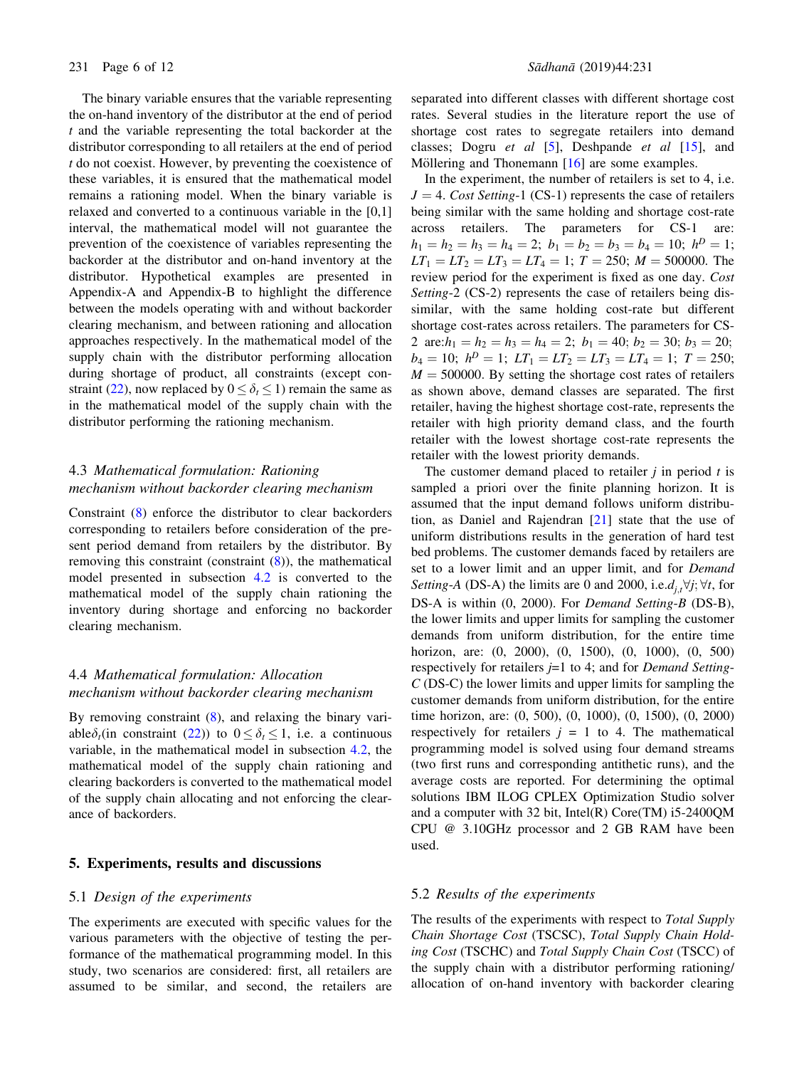The binary variable ensures that the variable representing the on-hand inventory of the distributor at the end of period $t$ and the variable representing the total backorder at the distributor corresponding to all retailers at the end of period $t$ do not coexist. However, by preventing the coexistence of these variables, it is ensured that the mathematical model remains a rationing model. When the binary variable is relaxed and converted to a continuous variable in the [0,1] interval, the mathematical model will not guarantee the prevention of the coexistence of variables representing the backorder at the distributor and on-hand inventory at the distributor. Hypothetical examples are presented in Appendix-A and Appendix-B to highlight the difference between the models operating with and without backorder clearing mechanism, and between rationing and allocation approaches respectively. In the mathematical model of the supply chain with the distributor performing allocation during shortage of product, all constraints (except constraint (22), now replaced by $0 \leq \delta_t \leq 1$) remain the same as in the mathematical model of the supply chain with the distributor performing the rationing mechanism.

### 4.3 *Mathematical formulation: Rationing mechanism without backorder clearing mechanism*

Constraint (8) enforce the distributor to clear backorders corresponding to retailers before consideration of the present period demand from retailers by the distributor. By removing this constraint (constraint (8)), the mathematical model presented in subsection 4.2 is converted to the mathematical model of the supply chain rationing the inventory during shortage and enforcing no backorder clearing mechanism.

### 4.4 *Mathematical formulation: Allocation mechanism without backorder clearing mechanism*

By removing constraint (8), and relaxing the binary variable $\delta_t$ (in constraint (22)) to $0 \leq \delta_t \leq 1$, i.e. a continuous variable, in the mathematical model in subsection 4.2, the mathematical model of the supply chain rationing and clearing backorders is converted to the mathematical model of the supply chain allocating and not enforcing the clearance of backorders.

## 5. Experiments, results and discussions

### 5.1 *Design of the experiments*

The experiments are executed with specific values for the various parameters with the objective of testing the performance of the mathematical programming model. In this study, two scenarios are considered: first, all retailers are assumed to be similar, and second, the retailers are separated into different classes with different shortage cost rates. Several studies in the literature report the use of shortage cost rates to segregate retailers into demand classes; Dogru *et al* [5], Deshpande *et al* [15], and Möllering and Thonemann [16] are some examples.

In the experiment, the number of retailers is set to 4, i.e. $J = 4$. *Cost Setting*-1 (CS-1) represents the case of retailers being similar with the same holding and shortage cost-rate across retailers. The parameters for CS-1 are: $h_1 = h_2 = h_3 = h_4 = 2;\ b_1 = b_2 = b_3 = b_4 = 10;\ h^D = 1;\ LT_1 = LT_2 = LT_3 = LT_4 = 1;\ T = 250;\ M = 500000$. The review period for the experiment is fixed as one day. *Cost Setting*-2 (CS-2) represents the case of retailers being dissimilar, with the same holding cost-rate but different shortage cost-rates across retailers. The parameters for CS-2 are: $h_1 = h_2 = h_3 = h_4 = 2;\ b_1 = 40;\ b_2 = 30;\ b_3 = 20;\ b_4 = 10;\ h^D = 1;\ LT_1 = LT_2 = LT_3 = LT_4 = 1;\ T = 250;\ M = 500000$. By setting the shortage cost rates of retailers as shown above, demand classes are separated. The first retailer, having the highest shortage cost-rate, represents the retailer with high priority demand class, and the fourth retailer with the lowest shortage cost-rate represents the retailer with the lowest priority demands.

The customer demand placed to retailer $j$ in period $t$ is sampled a priori over the finite planning horizon. It is assumed that the input demand follows uniform distribution, as Daniel and Rajendran [21] state that the use of uniform distributions results in the generation of hard test bed problems. The customer demands faced by retailers are set to a lower limit and an upper limit, and for *Demand Setting-A* (DS-A) the limits are 0 and 2000, i.e. $d_{j,t} \forall j; \forall t$, for DS-A is within (0, 2000). For *Demand Setting-B* (DS-B), the lower limits and upper limits for sampling the customer demands from uniform distribution, for the entire time horizon, are: (0, 2000), (0, 1500), (0, 1000), (0, 500) respectively for retailers $j$=1 to 4; and for *Demand Setting-C* (DS-C) the lower limits and upper limits for sampling the customer demands from uniform distribution, for the entire time horizon, are: (0, 500), (0, 1000), (0, 1500), (0, 2000) respectively for retailers $j$ = 1 to 4. The mathematical programming model is solved using four demand streams (two first runs and corresponding antithetic runs), and the average costs are reported. For determining the optimal solutions IBM ILOG CPLEX Optimization Studio solver and a computer with 32 bit, Intel(R) Core(TM) i5-2400QM CPU @ 3.10GHz processor and 2 GB RAM have been used.

### 5.2 *Results of the experiments*

The results of the experiments with respect to *Total Supply Chain Shortage Cost* (TSCSC), *Total Supply Chain Holding Cost* (TSCHC) and *Total Supply Chain Cost* (TSCC) of the supply chain with a distributor performing rationing/allocation of on-hand inventory with backorder clearing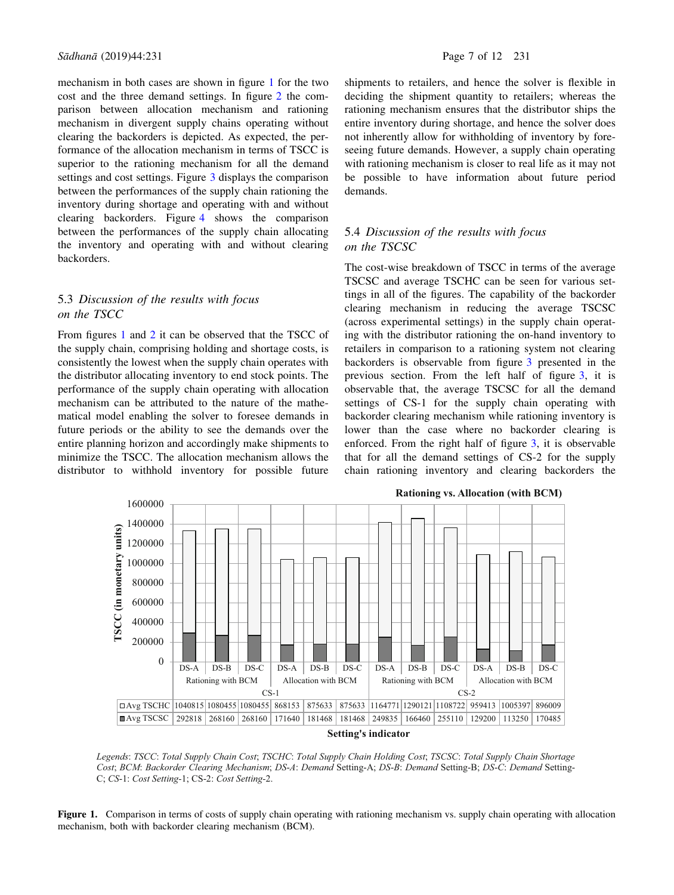mechanism in both cases are shown in figure 1 for the two cost and the three demand settings. In figure 2 the comparison between allocation mechanism and rationing mechanism in divergent supply chains operating without clearing the backorders is depicted. As expected, the performance of the allocation mechanism in terms of TSCC is superior to the rationing mechanism for all the demand settings and cost settings. Figure 3 displays the comparison between the performances of the supply chain rationing the inventory during shortage and operating with and without clearing backorders. Figure 4 shows the comparison between the performances of the supply chain allocating the inventory and operating with and without clearing backorders.

## 5.3 *Discussion of the results with focus on the TSCC*

From figures 1 and 2 it can be observed that the TSCC of the supply chain, comprising holding and shortage costs, is consistently the lowest when the supply chain operates with the distributor allocating inventory to end stock points. The performance of the supply chain operating with allocation mechanism can be attributed to the nature of the mathematical model enabling the solver to foresee demands in future periods or the ability to see the demands over the entire planning horizon and accordingly make shipments to minimize the TSCC. The allocation mechanism allows the distributor to withhold inventory for possible future shipments to retailers, and hence the solver is flexible in deciding the shipment quantity to retailers; whereas the rationing mechanism ensures that the distributor ships the entire inventory during shortage, and hence the solver does not inherently allow for withholding of inventory by foreseeing future demands. However, a supply chain operating with rationing mechanism is closer to real life as it may not be possible to have information about future period demands.

## 5.4 *Discussion of the results with focus on the TSCSC*

The cost-wise breakdown of TSCC in terms of the average TSCSC and average TSCHC can be seen for various settings in all of the figures. The capability of the backorder clearing mechanism in reducing the average TSCSC (across experimental settings) in the supply chain operating with the distributor rationing the on-hand inventory to retailers in comparison to a rationing system not clearing backorders is observable from figure 3 presented in the previous section. From the left half of figure 3, it is observable that, the average TSCSC for all the demand settings of CS-1 for the supply chain operating with backorder clearing mechanism while rationing inventory is lower than the case where no backorder clearing is enforced. From the right half of figure 3, it is observable that for all the demand settings of CS-2 for the supply chain rationing inventory and clearing backorders the

**Rationing vs. Allocation (with BCM)**

| | CS-1 | | | | | | CS-2 | | | | | |
|---|---|---|---|---|---|---|---|---|---|---|---|---|
| | Rationing with BCM | | | Allocation with BCM | | | Rationing with BCM | | | Allocation with BCM | | |
| | DS-A | DS-B | DS-C | DS-A | DS-B | DS-C | DS-A | DS-B | DS-C | DS-A | DS-B | DS-C |
| Avg TSCHC | 1040815 | 1080455 | 1080455 | 868153 | 875633 | 875633 | 1164771 | 1290121 | 1108722 | 959413 | 1005397 | 896009 |
| Avg TSCSC | 292818 | 268160 | 268160 | 171640 | 181468 | 181468 | 249835 | 166460 | 255110 | 129200 | 113250 | 170485 |

Setting's indicator; y-axis: TSCC (in monetary units)

*Legends*: *TSCC*: *Total Supply Chain Cost*; *TSCHC*: *Total Supply Chain Holding Cost*; *TSCSC*: *Total Supply Chain Shortage Cost*; *BCM*: *Backorder Clearing Mechanism*; *DS-A*: *Demand* Setting-A; *DS-B*: *Demand* Setting-B; *DS-C*: *Demand* Setting-C; *CS*-1: *Cost Setting*-1; CS-2: *Cost Setting*-2.

**Figure 1.** Comparison in terms of costs of supply chain operating with rationing mechanism vs. supply chain operating with allocation mechanism, both with backorder clearing mechanism (BCM).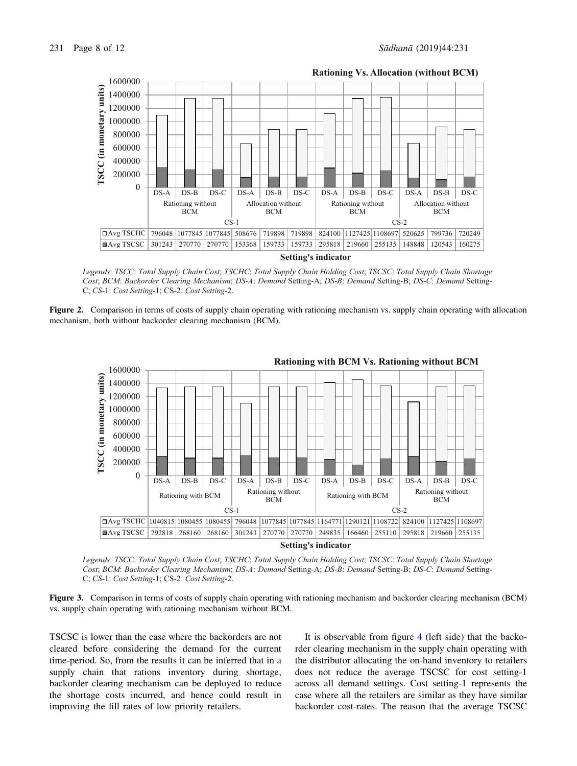**Rationing Vs. Allocation (without BCM)**

| | Rationing without BCM | | | Allocation without BCM | | | Rationing without BCM | | | Allocation without BCM | | |
|---|---|---|---|---|---|---|---|---|---|---|---|---|
| | CS-1 | | | | | | CS-2 | | | | | |
| | DS-A | DS-B | DS-C | DS-A | DS-B | DS-C | DS-A | DS-B | DS-C | DS-A | DS-B | DS-C |
| Avg TSCHC | 796048 | 1077845 | 1077845 | 508676 | 719898 | 719898 | 824100 | 1127425 | 1108697 | 520625 | 799736 | 720249 |
| Avg TSCSC | 301243 | 270770 | 270770 | 153368 | 159733 | 159733 | 295818 | 219660 | 255135 | 148848 | 120543 | 160275 |

*Legends*: *TSCC*: *Total Supply Chain Cost*; *TSCHC*: *Total Supply Chain Holding Cost*; *TSCSC*: *Total Supply Chain Shortage Cost*; *BCM*: *Backorder Clearing Mechanism*; *DS-A*: *Demand* Setting-A; *DS-B*: *Demand* Setting-B; *DS-C*: *Demand* Setting-C; *CS*-1: *Cost Setting*-1; CS-2: *Cost Setting*-2.

**Figure 2.** Comparison in terms of costs of supply chain operating with rationing mechanism vs. supply chain operating with allocation mechanism, both without backorder clearing mechanism (BCM).

**Rationing with BCM Vs. Rationing without BCM**

| | Rationing with BCM | | | Rationing without BCM | | | Rationing with BCM | | | Rationing without BCM | | |
|---|---|---|---|---|---|---|---|---|---|---|---|---|
| | CS-1 | | | | | | CS-2 | | | | | |
| | DS-A | DS-B | DS-C | DS-A | DS-B | DS-C | DS-A | DS-B | DS-C | DS-A | DS-B | DS-C |
| Avg TSCHC | 1040815 | 1080455 | 1080455 | 796048 | 1077845 | 1077845 | 1164771 | 1290121 | 1108722 | 824100 | 1127425 | 1108697 |
| Avg TSCSC | 292818 | 268160 | 268160 | 301243 | 270770 | 270770 | 249835 | 166460 | 255110 | 295818 | 219660 | 255135 |

*Legends*: *TSCC*: *Total Supply Chain Cost*; *TSCHC*: *Total Supply Chain Holding Cost*; *TSCSC*: *Total Supply Chain Shortage Cost*; *BCM*: *Backorder Clearing Mechanism*; *DS-A*: *Demand* Setting-A; *DS-B*: *Demand* Setting-B; *DS-C*: *Demand* Setting-C; *CS*-1: *Cost Setting*-1; CS-2: *Cost Setting*-2.

**Figure 3.** Comparison in terms of costs of supply chain operating with rationing mechanism and backorder clearing mechanism (BCM) vs. supply chain operating with rationing mechanism without BCM.

TSCSC is lower than the case where the backorders are not cleared before considering the demand for the current time-period. So, from the results it can be inferred that in a supply chain that rations inventory during shortage, backorder clearing mechanism can be deployed to reduce the shortage costs incurred, and hence could result in improving the fill rates of low priority retailers.

It is observable from figure 4 (left side) that the backorder clearing mechanism in the supply chain operating with the distributor allocating the on-hand inventory to retailers does not reduce the average TSCSC for cost setting-1 across all demand settings. Cost setting-1 represents the case where all the retailers are similar as they have similar backorder cost-rates. The reason that the average TSCSC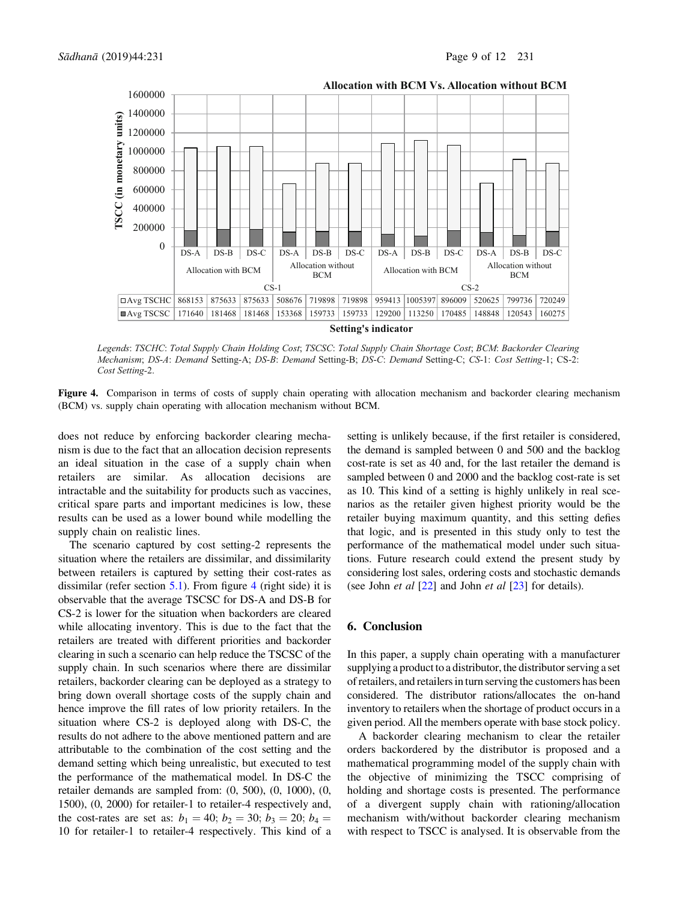**Allocation with BCM Vs. Allocation without BCM**

| | CS-1 | | | | | | CS-2 | | | | | |
|---|---|---|---|---|---|---|---|---|---|---|---|---|
| | Allocation with BCM | | | Allocation without BCM | | | Allocation with BCM | | | Allocation without BCM | | |
| | DS-A | DS-B | DS-C | DS-A | DS-B | DS-C | DS-A | DS-B | DS-C | DS-A | DS-B | DS-C |
| Avg TSCHC | 868153 | 875633 | 875633 | 508676 | 719898 | 719898 | 959413 | 1005397 | 896009 | 520625 | 799736 | 720249 |
| Avg TSCSC | 171640 | 181468 | 181468 | 153368 | 159733 | 159733 | 129200 | 113250 | 170485 | 148848 | 120543 | 160275 |

TSCC (in monetary units) vs. Setting's indicator

*Legends*: *TSCHC*: *Total Supply Chain Holding Cost*; *TSCSC*: *Total Supply Chain Shortage Cost*; *BCM*: *Backorder Clearing Mechanism*; *DS-A*: *Demand* Setting-A; *DS-B*: *Demand* Setting-B; *DS-C*: *Demand* Setting-C; *CS-1*: *Cost Setting*-1; CS-2: *Cost Setting*-2.

**Figure 4.** Comparison in terms of costs of supply chain operating with allocation mechanism and backorder clearing mechanism (BCM) vs. supply chain operating with allocation mechanism without BCM.

does not reduce by enforcing backorder clearing mechanism is due to the fact that an allocation decision represents an ideal situation in the case of a supply chain when retailers are similar. As allocation decisions are intractable and the suitability for products such as vaccines, critical spare parts and important medicines is low, these results can be used as a lower bound while modelling the supply chain on realistic lines.

The scenario captured by cost setting-2 represents the situation where the retailers are dissimilar, and dissimilarity between retailers is captured by setting their cost-rates as dissimilar (refer section 5.1). From figure 4 (right side) it is observable that the average TSCSC for DS-A and DS-B for CS-2 is lower for the situation when backorders are cleared while allocating inventory. This is due to the fact that the retailers are treated with different priorities and backorder clearing in such a scenario can help reduce the TSCSC of the supply chain. In such scenarios where there are dissimilar retailers, backorder clearing can be deployed as a strategy to bring down overall shortage costs of the supply chain and hence improve the fill rates of low priority retailers. In the situation where CS-2 is deployed along with DS-C, the results do not adhere to the above mentioned pattern and are attributable to the combination of the cost setting and the demand setting which being unrealistic, but executed to test the performance of the mathematical model. In DS-C the retailer demands are sampled from: (0, 500), (0, 1000), (0, 1500), (0, 2000) for retailer-1 to retailer-4 respectively and, the cost-rates are set as: $b_1 = 40$; $b_2 = 30$; $b_3 = 20$; $b_4 = 10$ for retailer-1 to retailer-4 respectively. This kind of a setting is unlikely because, if the first retailer is considered, the demand is sampled between 0 and 500 and the backlog cost-rate is set as 40 and, for the last retailer the demand is sampled between 0 and 2000 and the backlog cost-rate is set as 10. This kind of a setting is highly unlikely in real scenarios as the retailer given highest priority would be the retailer buying maximum quantity, and this setting defies that logic, and is presented in this study only to test the performance of the mathematical model under such situations. Future research could extend the present study by considering lost sales, ordering costs and stochastic demands (see John *et al* [22] and John *et al* [23] for details).

## 6. Conclusion

In this paper, a supply chain operating with a manufacturer supplying a product to a distributor, the distributor serving a set of retailers, and retailers in turn serving the customers has been considered. The distributor rations/allocates the on-hand inventory to retailers when the shortage of product occurs in a given period. All the members operate with base stock policy.

A backorder clearing mechanism to clear the retailer orders backordered by the distributor is proposed and a mathematical programming model of the supply chain with the objective of minimizing the TSCC comprising of holding and shortage costs is presented. The performance of a divergent supply chain with rationing/allocation mechanism with/without backorder clearing mechanism with respect to TSCC is analysed. It is observable from the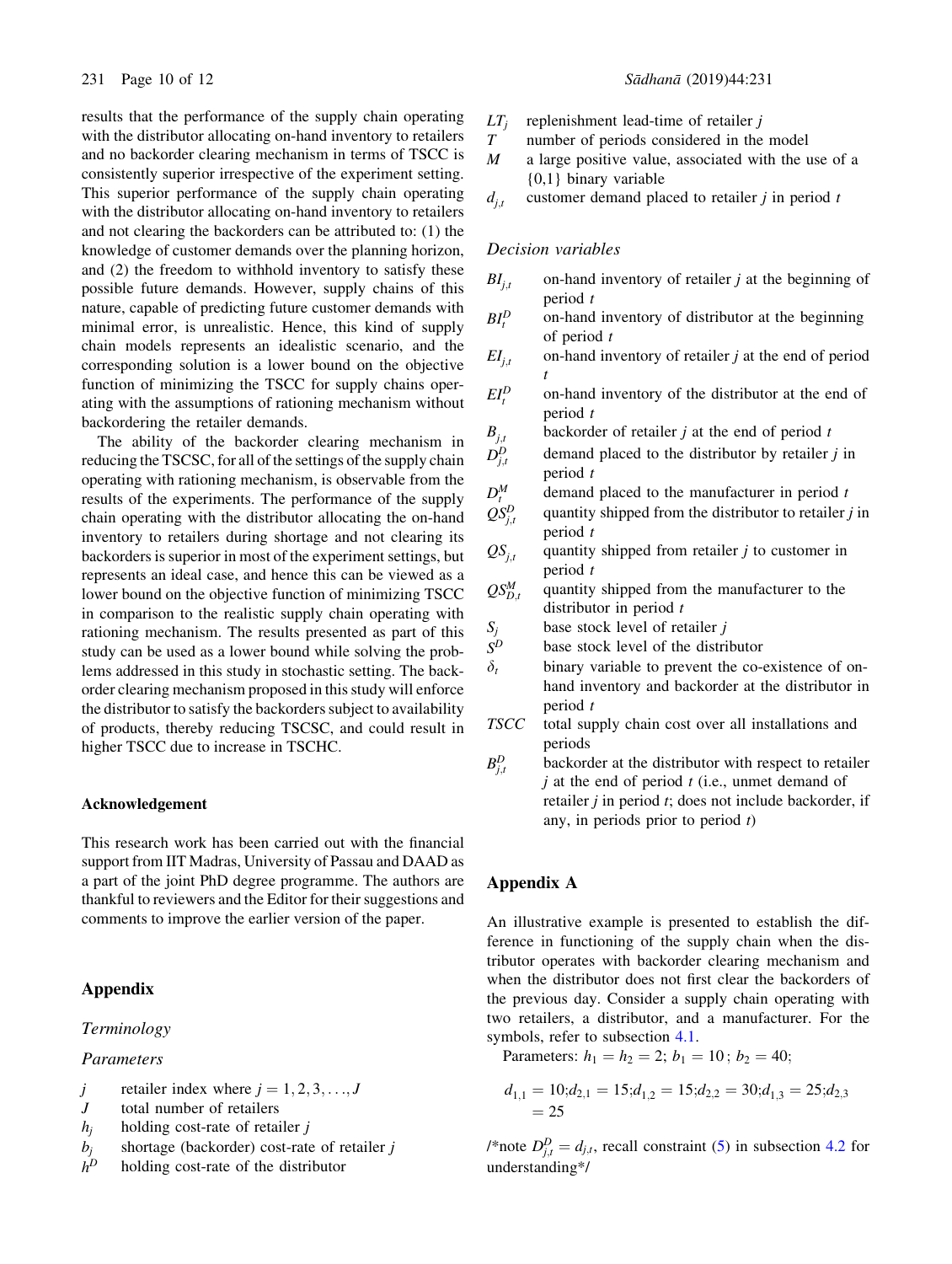results that the performance of the supply chain operating with the distributor allocating on-hand inventory to retailers and no backorder clearing mechanism in terms of TSCC is consistently superior irrespective of the experiment setting. This superior performance of the supply chain operating with the distributor allocating on-hand inventory to retailers and not clearing the backorders can be attributed to: (1) the knowledge of customer demands over the planning horizon, and (2) the freedom to withhold inventory to satisfy these possible future demands. However, supply chains of this nature, capable of predicting future customer demands with minimal error, is unrealistic. Hence, this kind of supply chain models represents an idealistic scenario, and the corresponding solution is a lower bound on the objective function of minimizing the TSCC for supply chains operating with the assumptions of rationing mechanism without backordering the retailer demands.

The ability of the backorder clearing mechanism in reducing the TSCSC, for all of the settings of the supply chain operating with rationing mechanism, is observable from the results of the experiments. The performance of the supply chain operating with the distributor allocating the on-hand inventory to retailers during shortage and not clearing its backorders is superior in most of the experiment settings, but represents an ideal case, and hence this can be viewed as a lower bound on the objective function of minimizing TSCC in comparison to the realistic supply chain operating with rationing mechanism. The results presented as part of this study can be used as a lower bound while solving the problems addressed in this study in stochastic setting. The backorder clearing mechanism proposed in this study will enforce the distributor to satisfy the backorders subject to availability of products, thereby reducing TSCSC, and could result in higher TSCC due to increase in TSCHC.

## Acknowledgement

This research work has been carried out with the financial support from IIT Madras, University of Passau and DAAD as a part of the joint PhD degree programme. The authors are thankful to reviewers and the Editor for their suggestions and comments to improve the earlier version of the paper.

## Appendix

### *Terminology*

#### *Parameters*

- $j$ retailer index where $j = 1, 2, 3, \ldots, J$
- $J$ total number of retailers
- $h_j$ holding cost-rate of retailer $j$
- $b_j$ shortage (backorder) cost-rate of retailer $j$
- $h^D$ holding cost-rate of the distributor
- $LT_j$ replenishment lead-time of retailer $j$
- $T$ number of periods considered in the model
- $M$ a large positive value, associated with the use of a {0,1} binary variable
- $d_{j,t}$ customer demand placed to retailer $j$ in period $t$

#### *Decision variables*

- $BI_{j,t}$ on-hand inventory of retailer $j$ at the beginning of period $t$
- $BI_t^D$ on-hand inventory of distributor at the beginning of period $t$
- $EI_{j,t}$ on-hand inventory of retailer $j$ at the end of period $t$
- $EI_t^D$ on-hand inventory of the distributor at the end of period $t$
- $B_{j,t}$ backorder of retailer $j$ at the end of period $t$
- $D_{j,t}^D$ demand placed to the distributor by retailer $j$ in period $t$
- $D_t^M$ demand placed to the manufacturer in period $t$
- $QS_{j,t}^D$ quantity shipped from the distributor to retailer $j$ in period $t$
- $QS_{j,t}$ quantity shipped from retailer $j$ to customer in period $t$
- $QS_{D,t}^M$ quantity shipped from the manufacturer to the distributor in period $t$
- $S_j$ base stock level of retailer $j$
- $S^D$ base stock level of the distributor
- $\delta_t$ binary variable to prevent the co-existence of on-hand inventory and backorder at the distributor in period $t$
- $TSCC$ total supply chain cost over all installations and periods
- $B_{j,t}^D$ backorder at the distributor with respect to retailer $j$ at the end of period $t$ (i.e., unmet demand of retailer $j$ in period $t$; does not include backorder, if any, in periods prior to period $t$)

## Appendix A

An illustrative example is presented to establish the difference in functioning of the supply chain when the distributor operates with backorder clearing mechanism and when the distributor does not first clear the backorders of the previous day. Consider a supply chain operating with two retailers, a distributor, and a manufacturer. For the symbols, refer to subsection 4.1.

Parameters: $h_1 = h_2 = 2$; $b_1 = 10$ ; $b_2 = 40$;

$$d_{1,1} = 10; d_{2,1} = 15; d_{1,2} = 15; d_{2,2} = 30; d_{1,3} = 25; d_{2,3} = 25$$

/*note $D_{j,t}^D = d_{j,t}$, recall constraint (5) in subsection 4.2 for understanding*/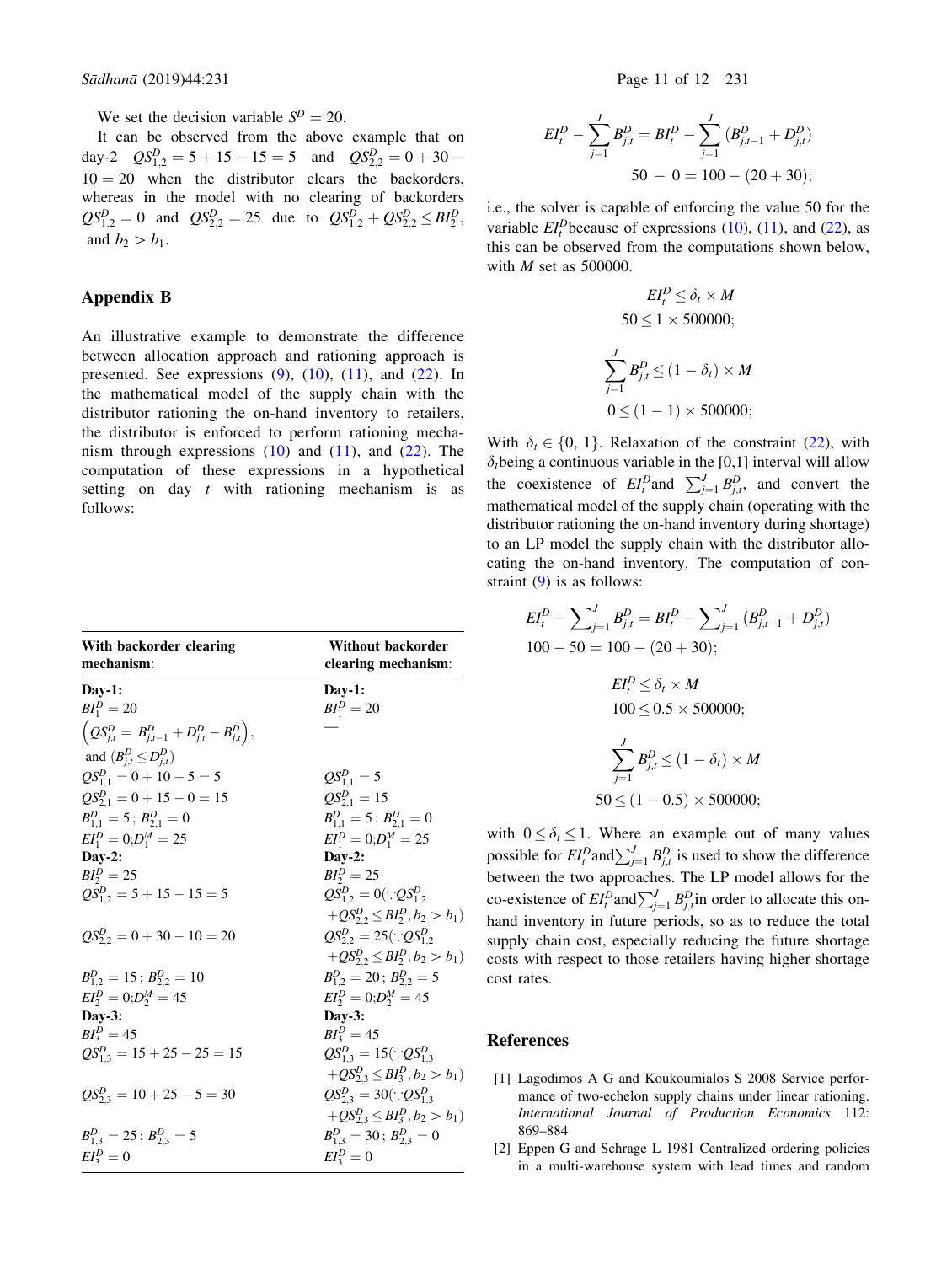We set the decision variable $S^D = 20$.

It can be observed from the above example that on day-2 $QS^D_{1,2} = 5 + 15 - 15 = 5$ and $QS^D_{2,2} = 0 + 30 - 10 = 20$ when the distributor clears the backorders, whereas in the model with no clearing of backorders $QS^D_{1,2} = 0$ and $QS^D_{2,2} = 25$ due to $QS^D_{1,2} + QS^D_{2,2} \leq BI^D_2$, and $b_2 > b_1$.

## Appendix B

An illustrative example to demonstrate the difference between allocation approach and rationing approach is presented. See expressions (9), (10), (11), and (22). In the mathematical model of the supply chain with the distributor rationing the on-hand inventory to retailers, the distributor is enforced to perform rationing mechanism through expressions (10) and (11), and (22). The computation of these expressions in a hypothetical setting on day $t$ with rationing mechanism is as follows:

$$EI^D_t - \sum_{j=1}^{J} B^D_{j,t} = BI^D_t - \sum_{j=1}^{J} (B^D_{j,t-1} + D^D_{j,t})$$

$$50 - 0 = 100 - (20 + 30);$$

i.e., the solver is capable of enforcing the value 50 for the variable $EI^D_t$ because of expressions (10), (11), and (22), as this can be observed from the computations shown below, with $M$ set as 500000.

$$EI^D_t \leq \delta_t \times M$$
$$50 \leq 1 \times 500000;$$

$$\sum_{j=1}^{J} B^D_{j,t} \leq (1 - \delta_t) \times M$$
$$0 \leq (1 - 1) \times 500000;$$

With $\delta_t \in \{0, 1\}$. Relaxation of the constraint (22), with $\delta_t$ being a continuous variable in the [0,1] interval will allow the coexistence of $EI^D_t$ and $\sum_{j=1}^{J} B^D_{j,t}$, and convert the mathematical model of the supply chain (operating with the distributor rationing the on-hand inventory during shortage) to an LP model the supply chain with the distributor allocating the on-hand inventory. The computation of constraint (9) is as follows:

$$EI^D_t - \sum_{j=1}^{J} B^D_{j,t} = BI^D_t - \sum_{j=1}^{J} (B^D_{j,t-1} + D^D_{j,t})$$
$$100 - 50 = 100 - (20 + 30);$$

$$EI^D_t \leq \delta_t \times M$$
$$100 \leq 0.5 \times 500000;$$

$$\sum_{j=1}^{J} B^D_{j,t} \leq (1 - \delta_t) \times M$$
$$50 \leq (1 - 0.5) \times 500000;$$

with $0 \leq \delta_t \leq 1$. Where an example out of many values possible for $EI^D_t$ and $\sum_{j=1}^{J} B^D_{j,t}$ is used to show the difference between the two approaches. The LP model allows for the co-existence of $EI^D_t$ and $\sum_{j=1}^{J} B^D_{j,t}$ in order to allocate this on-hand inventory in future periods, so as to reduce the total supply chain cost, especially reducing the future shortage costs with respect to those retailers having higher shortage cost rates.

| With backorder clearing mechanism: | Without backorder clearing mechanism: |
|---|---|
| **Day-1:** | **Day-1:** |
| $BI^D_1 = 20$ | $BI^D_1 = 20$ |
| $\left(QS^D_{j,t} = B^D_{j,t-1} + D^D_{j,t} - B^D_{j,t}\right)$, and $(B^D_{j,t} \leq D^D_{j,t})$ | — |
| $QS^D_{1,1} = 0 + 10 - 5 = 5$ | $QS^D_{1,1} = 5$ |
| $QS^D_{2,1} = 0 + 15 - 0 = 15$ | $QS^D_{2,1} = 15$ |
| $B^D_{1,1} = 5$ ; $B^D_{2,1} = 0$ | $B^D_{1,1} = 5$ ; $B^D_{2,1} = 0$ |
| $EI^D_1 = 0$;$D^M_1 = 25$ | $EI^D_1 = 0$;$D^M_1 = 25$ |
| **Day-2:** | **Day-2:** |
| $BI^D_2 = 25$ | $BI^D_2 = 25$ |
| $QS^D_{1,2} = 5 + 15 - 15 = 5$ | $QS^D_{1,2} = 0(\because QS^D_{1,2} + QS^D_{2,2} \leq BI^D_2, b_2 > b_1)$ |
| $QS^D_{2,2} = 0 + 30 - 10 = 20$ | $QS^D_{2,2} = 25(\because QS^D_{1,2} + QS^D_{2,2} \leq BI^D_2, b_2 > b_1)$ |
| $B^D_{1,2} = 15$ ; $B^D_{2,2} = 10$ | $B^D_{1,2} = 20$ ; $B^D_{2,2} = 5$ |
| $EI^D_2 = 0$;$D^M_2 = 45$ | $EI^D_2 = 0$;$D^M_2 = 45$ |
| **Day-3:** | **Day-3:** |
| $BI^D_3 = 45$ | $BI^D_3 = 45$ |
| $QS^D_{1,3} = 15 + 25 - 25 = 15$ | $QS^D_{1,3} = 15(\because QS^D_{1,3} + QS^D_{2,3} \leq BI^D_3, b_2 > b_1)$ |
| $QS^D_{2,3} = 10 + 25 - 5 = 30$ | $QS^D_{2,3} = 30(\because QS^D_{1,3} + QS^D_{2,3} \leq BI^D_3, b_2 > b_1)$ |
| $B^D_{1,3} = 25$ ; $B^D_{2,3} = 5$ | $B^D_{1,3} = 30$ ; $B^D_{2,3} = 0$ |
| $EI^D_3 = 0$ | $EI^D_3 = 0$ |

## References

[1] Lagodimos A G and Koukoumialos S 2008 Service performance of two-echelon supply chains under linear rationing. *International Journal of Production Economics* 112: 869–884

[2] Eppen G and Schrage L 1981 Centralized ordering policies in a multi-warehouse system with lead times and random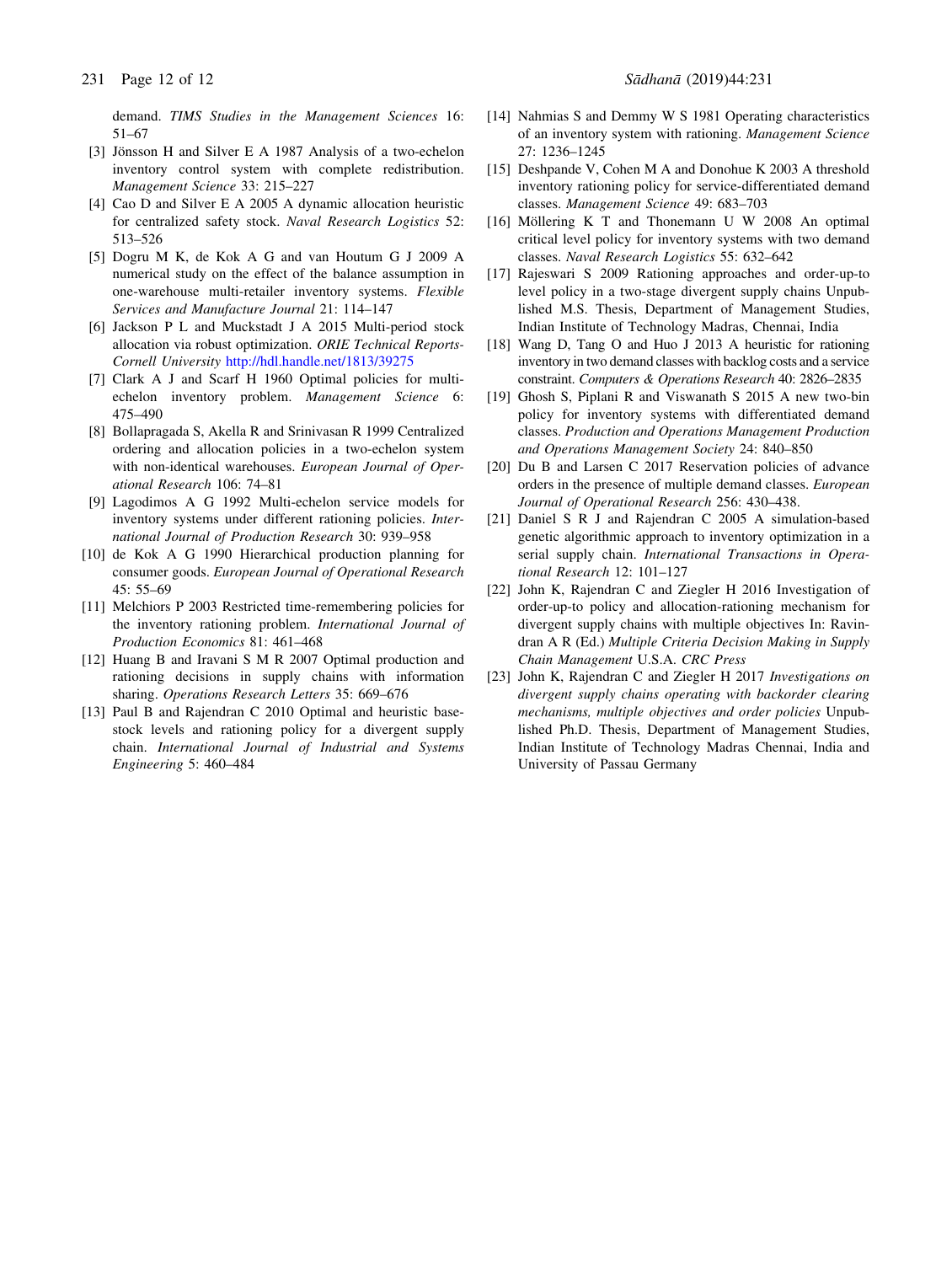demand. *TIMS Studies in the Management Sciences* 16: 51–67

[3] Jönsson H and Silver E A 1987 Analysis of a two-echelon inventory control system with complete redistribution. *Management Science* 33: 215–227

[4] Cao D and Silver E A 2005 A dynamic allocation heuristic for centralized safety stock. *Naval Research Logistics* 52: 513–526

[5] Dogru M K, de Kok A G and van Houtum G J 2009 A numerical study on the effect of the balance assumption in one-warehouse multi-retailer inventory systems. *Flexible Services and Manufacture Journal* 21: 114–147

[6] Jackson P L and Muckstadt J A 2015 Multi-period stock allocation via robust optimization. *ORIE Technical Reports-Cornell University* http://hdl.handle.net/1813/39275

[7] Clark A J and Scarf H 1960 Optimal policies for multi-echelon inventory problem. *Management Science* 6: 475–490

[8] Bollapragada S, Akella R and Srinivasan R 1999 Centralized ordering and allocation policies in a two-echelon system with non-identical warehouses. *European Journal of Operational Research* 106: 74–81

[9] Lagodimos A G 1992 Multi-echelon service models for inventory systems under different rationing policies. *International Journal of Production Research* 30: 939–958

[10] de Kok A G 1990 Hierarchical production planning for consumer goods. *European Journal of Operational Research* 45: 55–69

[11] Melchiors P 2003 Restricted time-remembering policies for the inventory rationing problem. *International Journal of Production Economics* 81: 461–468

[12] Huang B and Iravani S M R 2007 Optimal production and rationing decisions in supply chains with information sharing. *Operations Research Letters* 35: 669–676

[13] Paul B and Rajendran C 2010 Optimal and heuristic base-stock levels and rationing policy for a divergent supply chain. *International Journal of Industrial and Systems Engineering* 5: 460–484

[14] Nahmias S and Demmy W S 1981 Operating characteristics of an inventory system with rationing. *Management Science* 27: 1236–1245

[15] Deshpande V, Cohen M A and Donohue K 2003 A threshold inventory rationing policy for service-differentiated demand classes. *Management Science* 49: 683–703

[16] Möllering K T and Thonemann U W 2008 An optimal critical level policy for inventory systems with two demand classes. *Naval Research Logistics* 55: 632–642

[17] Rajeswari S 2009 Rationing approaches and order-up-to level policy in a two-stage divergent supply chains Unpublished M.S. Thesis, Department of Management Studies, Indian Institute of Technology Madras, Chennai, India

[18] Wang D, Tang O and Huo J 2013 A heuristic for rationing inventory in two demand classes with backlog costs and a service constraint. *Computers & Operations Research* 40: 2826–2835

[19] Ghosh S, Piplani R and Viswanath S 2015 A new two-bin policy for inventory systems with differentiated demand classes. *Production and Operations Management Production and Operations Management Society* 24: 840–850

[20] Du B and Larsen C 2017 Reservation policies of advance orders in the presence of multiple demand classes. *European Journal of Operational Research* 256: 430–438.

[21] Daniel S R J and Rajendran C 2005 A simulation-based genetic algorithmic approach to inventory optimization in a serial supply chain. *International Transactions in Operational Research* 12: 101–127

[22] John K, Rajendran C and Ziegler H 2016 Investigation of order-up-to policy and allocation-rationing mechanism for divergent supply chains with multiple objectives In: Ravindran A R (Ed.) *Multiple Criteria Decision Making in Supply Chain Management* U.S.A. *CRC Press*

[23] John K, Rajendran C and Ziegler H 2017 *Investigations on divergent supply chains operating with backorder clearing mechanisms, multiple objectives and order policies* Unpublished Ph.D. Thesis, Department of Management Studies, Indian Institute of Technology Madras Chennai, India and University of Passau Germany